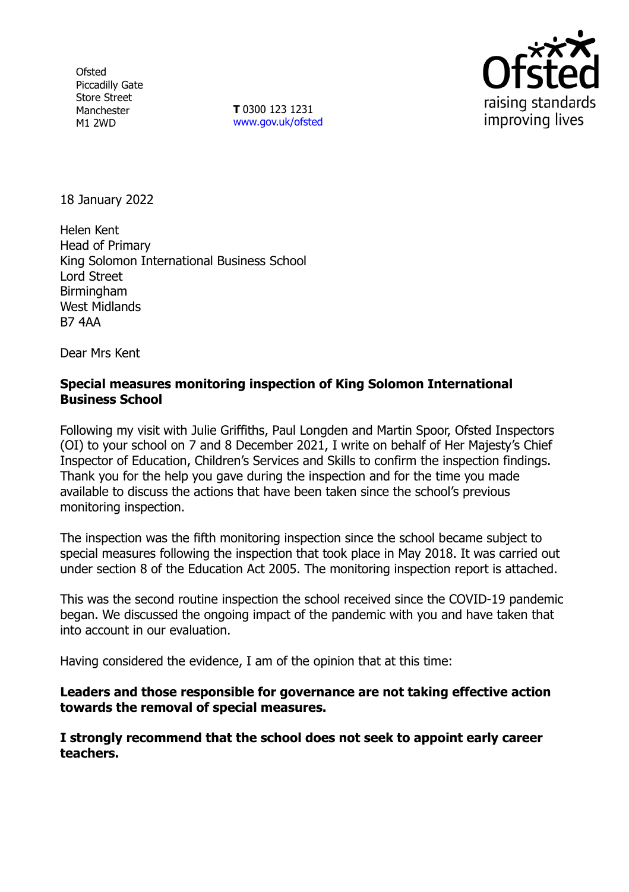Ofsted
Piccadilly Gate
Store Street
Manchester
M1 2WD

**T** 0300 123 1231
www.gov.uk/ofsted

18 January 2022

Helen Kent
Head of Primary
King Solomon International Business School
Lord Street
Birmingham
West Midlands
B7 4AA

Dear Mrs Kent

**Special measures monitoring inspection of King Solomon International Business School**

Following my visit with Julie Griffiths, Paul Longden and Martin Spoor, Ofsted Inspectors (OI) to your school on 7 and 8 December 2021, I write on behalf of Her Majesty's Chief Inspector of Education, Children's Services and Skills to confirm the inspection findings. Thank you for the help you gave during the inspection and for the time you made available to discuss the actions that have been taken since the school's previous monitoring inspection.

The inspection was the fifth monitoring inspection since the school became subject to special measures following the inspection that took place in May 2018. It was carried out under section 8 of the Education Act 2005. The monitoring inspection report is attached.

This was the second routine inspection the school received since the COVID-19 pandemic began. We discussed the ongoing impact of the pandemic with you and have taken that into account in our evaluation.

Having considered the evidence, I am of the opinion that at this time:

**Leaders and those responsible for governance are not taking effective action towards the removal of special measures.**

**I strongly recommend that the school does not seek to appoint early career teachers.**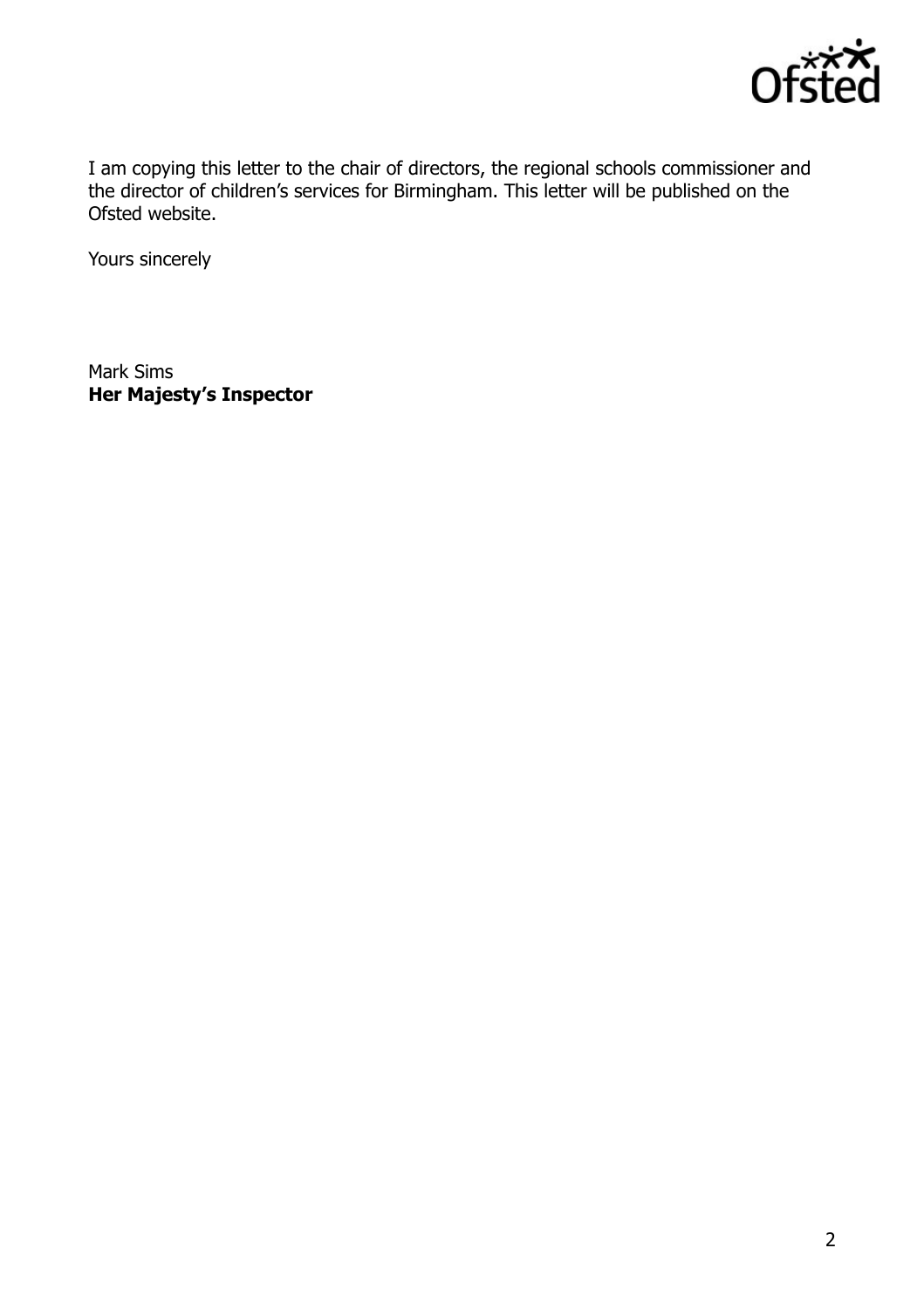I am copying this letter to the chair of directors, the regional schools commissioner and the director of children's services for Birmingham. This letter will be published on the Ofsted website.

Yours sincerely

Mark Sims
**Her Majesty's Inspector**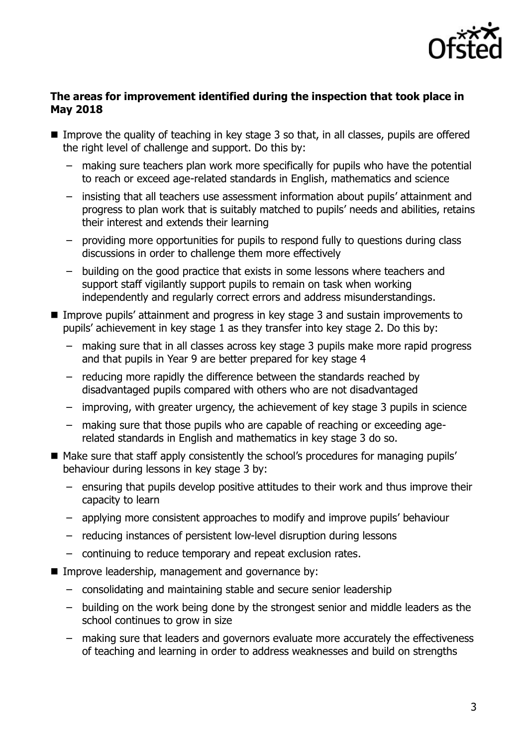**The areas for improvement identified during the inspection that took place in May 2018**

- Improve the quality of teaching in key stage 3 so that, in all classes, pupils are offered the right level of challenge and support. Do this by:
  - making sure teachers plan work more specifically for pupils who have the potential to reach or exceed age-related standards in English, mathematics and science
  - insisting that all teachers use assessment information about pupils' attainment and progress to plan work that is suitably matched to pupils' needs and abilities, retains their interest and extends their learning
  - providing more opportunities for pupils to respond fully to questions during class discussions in order to challenge them more effectively
  - building on the good practice that exists in some lessons where teachers and support staff vigilantly support pupils to remain on task when working independently and regularly correct errors and address misunderstandings.
- Improve pupils' attainment and progress in key stage 3 and sustain improvements to pupils' achievement in key stage 1 as they transfer into key stage 2. Do this by:
  - making sure that in all classes across key stage 3 pupils make more rapid progress and that pupils in Year 9 are better prepared for key stage 4
  - reducing more rapidly the difference between the standards reached by disadvantaged pupils compared with others who are not disadvantaged
  - improving, with greater urgency, the achievement of key stage 3 pupils in science
  - making sure that those pupils who are capable of reaching or exceeding age-related standards in English and mathematics in key stage 3 do so.
- Make sure that staff apply consistently the school's procedures for managing pupils' behaviour during lessons in key stage 3 by:
  - ensuring that pupils develop positive attitudes to their work and thus improve their capacity to learn
  - applying more consistent approaches to modify and improve pupils' behaviour
  - reducing instances of persistent low-level disruption during lessons
  - continuing to reduce temporary and repeat exclusion rates.
- Improve leadership, management and governance by:
  - consolidating and maintaining stable and secure senior leadership
  - building on the work being done by the strongest senior and middle leaders as the school continues to grow in size
  - making sure that leaders and governors evaluate more accurately the effectiveness of teaching and learning in order to address weaknesses and build on strengths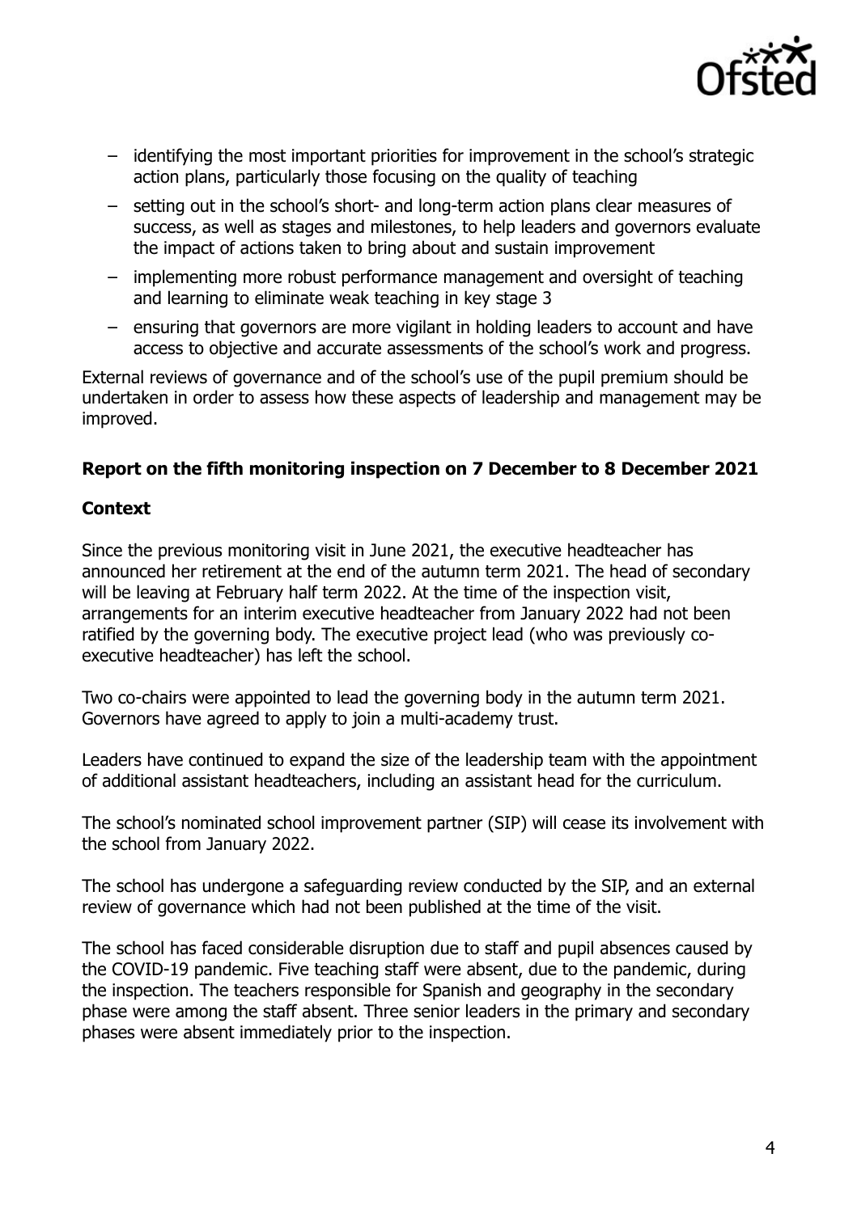- identifying the most important priorities for improvement in the school's strategic action plans, particularly those focusing on the quality of teaching
- setting out in the school's short- and long-term action plans clear measures of success, as well as stages and milestones, to help leaders and governors evaluate the impact of actions taken to bring about and sustain improvement
- implementing more robust performance management and oversight of teaching and learning to eliminate weak teaching in key stage 3
- ensuring that governors are more vigilant in holding leaders to account and have access to objective and accurate assessments of the school's work and progress.

External reviews of governance and of the school's use of the pupil premium should be undertaken in order to assess how these aspects of leadership and management may be improved.

**Report on the fifth monitoring inspection on 7 December to 8 December 2021**

**Context**

Since the previous monitoring visit in June 2021, the executive headteacher has announced her retirement at the end of the autumn term 2021. The head of secondary will be leaving at February half term 2022. At the time of the inspection visit, arrangements for an interim executive headteacher from January 2022 had not been ratified by the governing body. The executive project lead (who was previously co-executive headteacher) has left the school.

Two co-chairs were appointed to lead the governing body in the autumn term 2021. Governors have agreed to apply to join a multi-academy trust.

Leaders have continued to expand the size of the leadership team with the appointment of additional assistant headteachers, including an assistant head for the curriculum.

The school's nominated school improvement partner (SIP) will cease its involvement with the school from January 2022.

The school has undergone a safeguarding review conducted by the SIP, and an external review of governance which had not been published at the time of the visit.

The school has faced considerable disruption due to staff and pupil absences caused by the COVID-19 pandemic. Five teaching staff were absent, due to the pandemic, during the inspection. The teachers responsible for Spanish and geography in the secondary phase were among the staff absent. Three senior leaders in the primary and secondary phases were absent immediately prior to the inspection.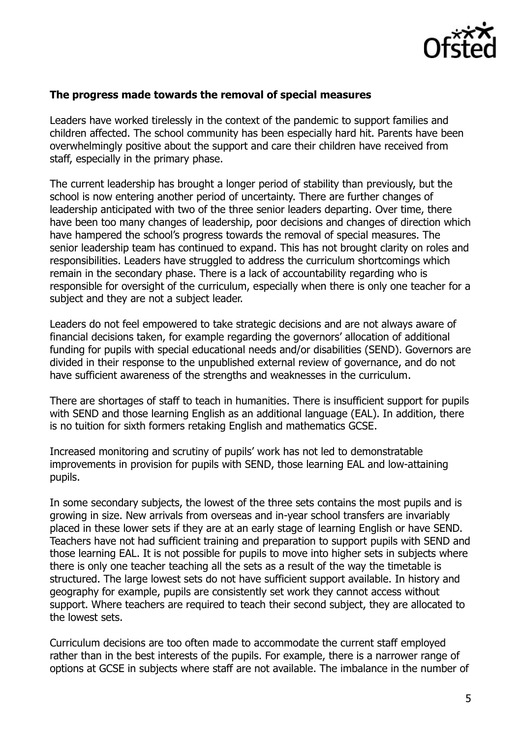**The progress made towards the removal of special measures**

Leaders have worked tirelessly in the context of the pandemic to support families and children affected. The school community has been especially hard hit. Parents have been overwhelmingly positive about the support and care their children have received from staff, especially in the primary phase.

The current leadership has brought a longer period of stability than previously, but the school is now entering another period of uncertainty. There are further changes of leadership anticipated with two of the three senior leaders departing. Over time, there have been too many changes of leadership, poor decisions and changes of direction which have hampered the school's progress towards the removal of special measures. The senior leadership team has continued to expand. This has not brought clarity on roles and responsibilities. Leaders have struggled to address the curriculum shortcomings which remain in the secondary phase. There is a lack of accountability regarding who is responsible for oversight of the curriculum, especially when there is only one teacher for a subject and they are not a subject leader.

Leaders do not feel empowered to take strategic decisions and are not always aware of financial decisions taken, for example regarding the governors' allocation of additional funding for pupils with special educational needs and/or disabilities (SEND). Governors are divided in their response to the unpublished external review of governance, and do not have sufficient awareness of the strengths and weaknesses in the curriculum.

There are shortages of staff to teach in humanities. There is insufficient support for pupils with SEND and those learning English as an additional language (EAL). In addition, there is no tuition for sixth formers retaking English and mathematics GCSE.

Increased monitoring and scrutiny of pupils' work has not led to demonstratable improvements in provision for pupils with SEND, those learning EAL and low-attaining pupils.

In some secondary subjects, the lowest of the three sets contains the most pupils and is growing in size. New arrivals from overseas and in-year school transfers are invariably placed in these lower sets if they are at an early stage of learning English or have SEND. Teachers have not had sufficient training and preparation to support pupils with SEND and those learning EAL. It is not possible for pupils to move into higher sets in subjects where there is only one teacher teaching all the sets as a result of the way the timetable is structured. The large lowest sets do not have sufficient support available. In history and geography for example, pupils are consistently set work they cannot access without support. Where teachers are required to teach their second subject, they are allocated to the lowest sets.

Curriculum decisions are too often made to accommodate the current staff employed rather than in the best interests of the pupils. For example, there is a narrower range of options at GCSE in subjects where staff are not available. The imbalance in the number of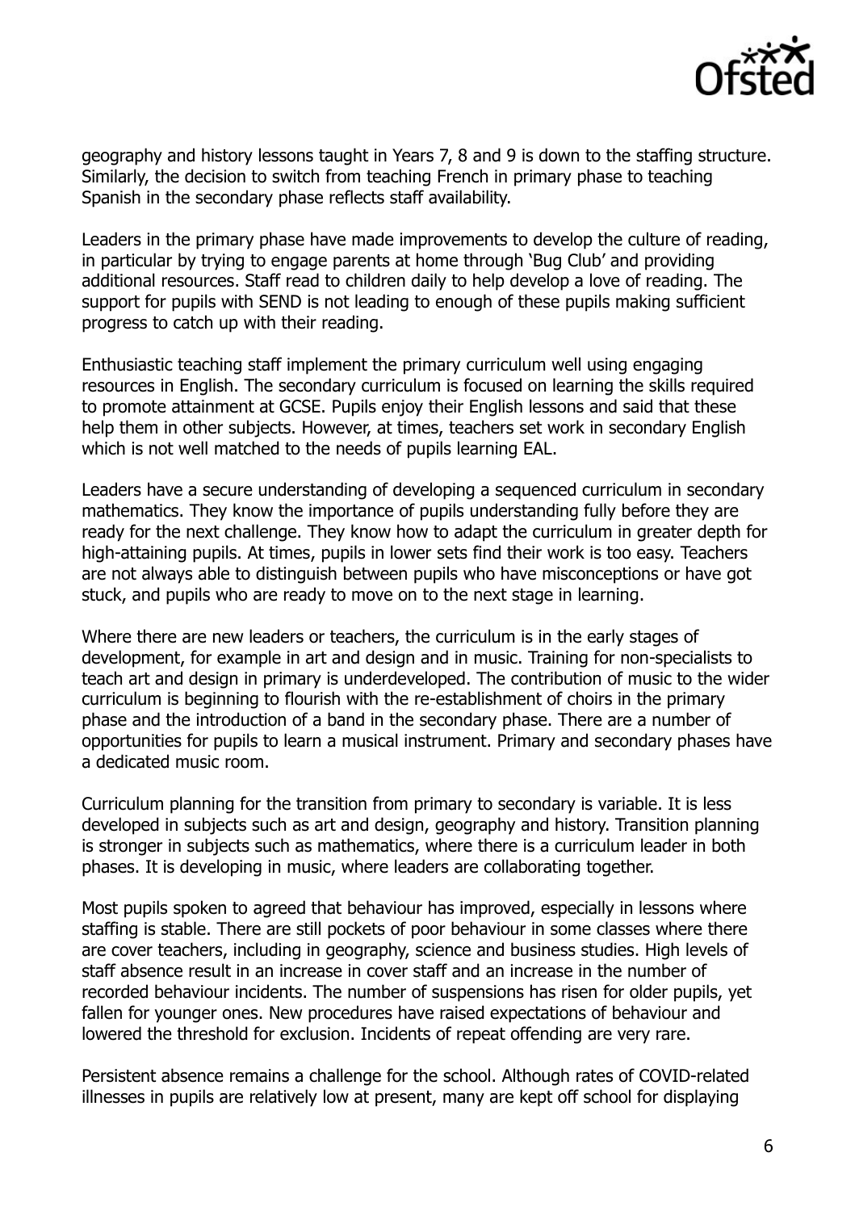geography and history lessons taught in Years 7, 8 and 9 is down to the staffing structure. Similarly, the decision to switch from teaching French in primary phase to teaching Spanish in the secondary phase reflects staff availability.

Leaders in the primary phase have made improvements to develop the culture of reading, in particular by trying to engage parents at home through 'Bug Club' and providing additional resources. Staff read to children daily to help develop a love of reading. The support for pupils with SEND is not leading to enough of these pupils making sufficient progress to catch up with their reading.

Enthusiastic teaching staff implement the primary curriculum well using engaging resources in English. The secondary curriculum is focused on learning the skills required to promote attainment at GCSE. Pupils enjoy their English lessons and said that these help them in other subjects. However, at times, teachers set work in secondary English which is not well matched to the needs of pupils learning EAL.

Leaders have a secure understanding of developing a sequenced curriculum in secondary mathematics. They know the importance of pupils understanding fully before they are ready for the next challenge. They know how to adapt the curriculum in greater depth for high-attaining pupils. At times, pupils in lower sets find their work is too easy. Teachers are not always able to distinguish between pupils who have misconceptions or have got stuck, and pupils who are ready to move on to the next stage in learning.

Where there are new leaders or teachers, the curriculum is in the early stages of development, for example in art and design and in music. Training for non-specialists to teach art and design in primary is underdeveloped. The contribution of music to the wider curriculum is beginning to flourish with the re-establishment of choirs in the primary phase and the introduction of a band in the secondary phase. There are a number of opportunities for pupils to learn a musical instrument. Primary and secondary phases have a dedicated music room.

Curriculum planning for the transition from primary to secondary is variable. It is less developed in subjects such as art and design, geography and history. Transition planning is stronger in subjects such as mathematics, where there is a curriculum leader in both phases. It is developing in music, where leaders are collaborating together.

Most pupils spoken to agreed that behaviour has improved, especially in lessons where staffing is stable. There are still pockets of poor behaviour in some classes where there are cover teachers, including in geography, science and business studies. High levels of staff absence result in an increase in cover staff and an increase in the number of recorded behaviour incidents. The number of suspensions has risen for older pupils, yet fallen for younger ones. New procedures have raised expectations of behaviour and lowered the threshold for exclusion. Incidents of repeat offending are very rare.

Persistent absence remains a challenge for the school. Although rates of COVID-related illnesses in pupils are relatively low at present, many are kept off school for displaying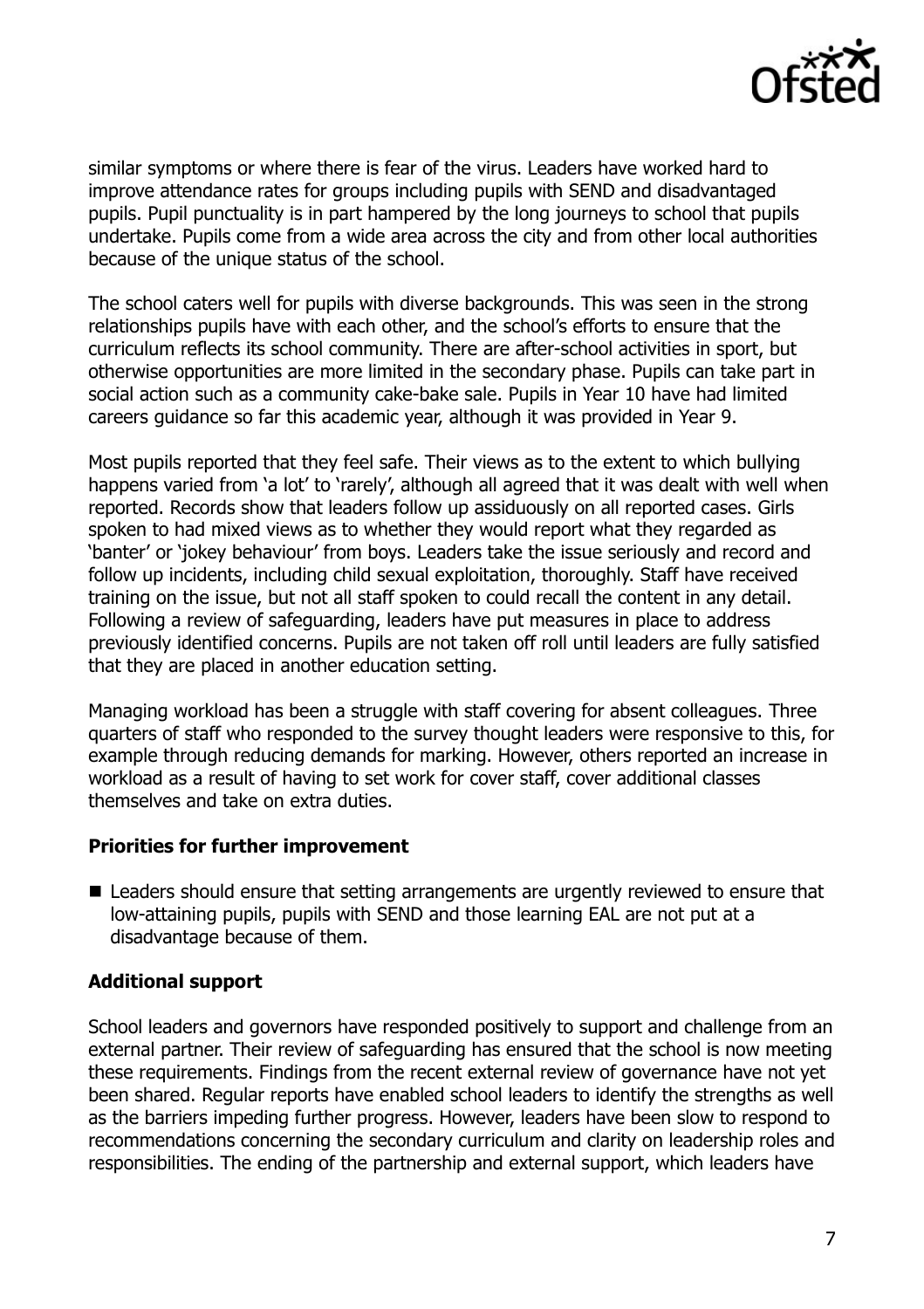similar symptoms or where there is fear of the virus. Leaders have worked hard to improve attendance rates for groups including pupils with SEND and disadvantaged pupils. Pupil punctuality is in part hampered by the long journeys to school that pupils undertake. Pupils come from a wide area across the city and from other local authorities because of the unique status of the school.

The school caters well for pupils with diverse backgrounds. This was seen in the strong relationships pupils have with each other, and the school's efforts to ensure that the curriculum reflects its school community. There are after-school activities in sport, but otherwise opportunities are more limited in the secondary phase. Pupils can take part in social action such as a community cake-bake sale. Pupils in Year 10 have had limited careers guidance so far this academic year, although it was provided in Year 9.

Most pupils reported that they feel safe. Their views as to the extent to which bullying happens varied from 'a lot' to 'rarely', although all agreed that it was dealt with well when reported. Records show that leaders follow up assiduously on all reported cases. Girls spoken to had mixed views as to whether they would report what they regarded as 'banter' or 'jokey behaviour' from boys. Leaders take the issue seriously and record and follow up incidents, including child sexual exploitation, thoroughly. Staff have received training on the issue, but not all staff spoken to could recall the content in any detail. Following a review of safeguarding, leaders have put measures in place to address previously identified concerns. Pupils are not taken off roll until leaders are fully satisfied that they are placed in another education setting.

Managing workload has been a struggle with staff covering for absent colleagues. Three quarters of staff who responded to the survey thought leaders were responsive to this, for example through reducing demands for marking. However, others reported an increase in workload as a result of having to set work for cover staff, cover additional classes themselves and take on extra duties.

**Priorities for further improvement**

- Leaders should ensure that setting arrangements are urgently reviewed to ensure that low-attaining pupils, pupils with SEND and those learning EAL are not put at a disadvantage because of them.

**Additional support**

School leaders and governors have responded positively to support and challenge from an external partner. Their review of safeguarding has ensured that the school is now meeting these requirements. Findings from the recent external review of governance have not yet been shared. Regular reports have enabled school leaders to identify the strengths as well as the barriers impeding further progress. However, leaders have been slow to respond to recommendations concerning the secondary curriculum and clarity on leadership roles and responsibilities. The ending of the partnership and external support, which leaders have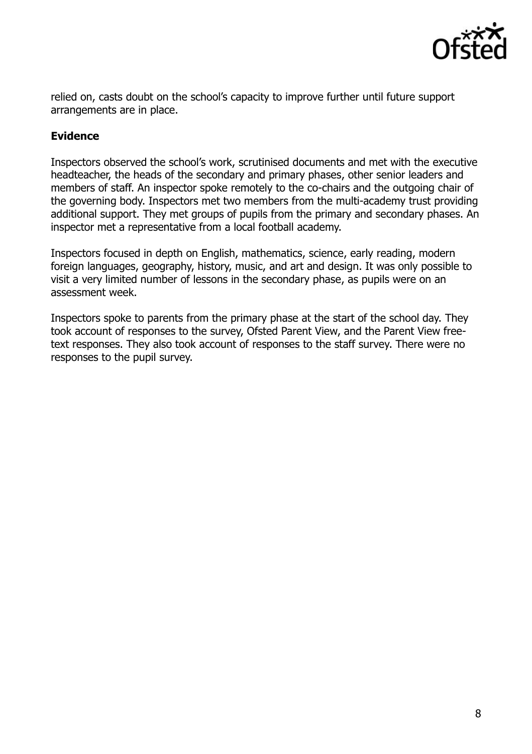relied on, casts doubt on the school's capacity to improve further until future support arrangements are in place.

**Evidence**

Inspectors observed the school's work, scrutinised documents and met with the executive headteacher, the heads of the secondary and primary phases, other senior leaders and members of staff. An inspector spoke remotely to the co-chairs and the outgoing chair of the governing body. Inspectors met two members from the multi-academy trust providing additional support. They met groups of pupils from the primary and secondary phases. An inspector met a representative from a local football academy.

Inspectors focused in depth on English, mathematics, science, early reading, modern foreign languages, geography, history, music, and art and design. It was only possible to visit a very limited number of lessons in the secondary phase, as pupils were on an assessment week.

Inspectors spoke to parents from the primary phase at the start of the school day. They took account of responses to the survey, Ofsted Parent View, and the Parent View free-text responses. They also took account of responses to the staff survey. There were no responses to the pupil survey.